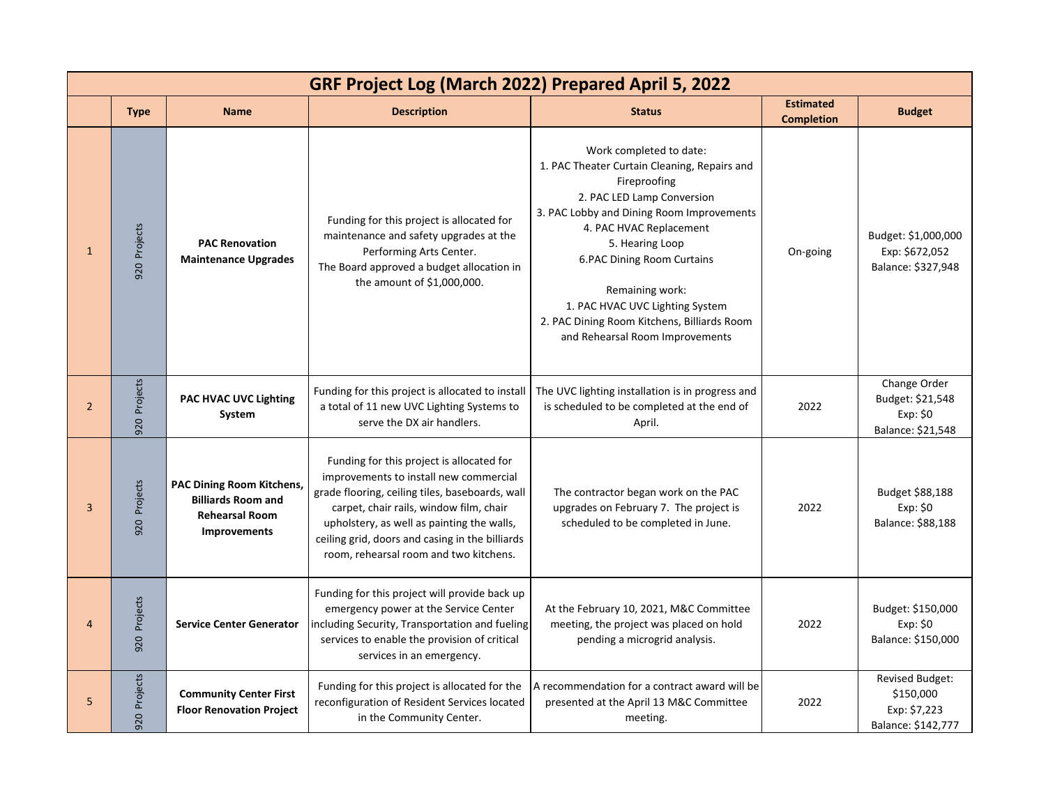| GRF Project Log (March 2022) Prepared April 5, 2022 | | | | | | |
|---|---|---|---|---|---|---|
| | **Type** | **Name** | **Description** | **Status** | **Estimated Completion** | **Budget** |
| 1 | 920 Projects | **PAC Renovation Maintenance Upgrades** | Funding for this project is allocated for maintenance and safety upgrades at the Performing Arts Center. The Board approved a budget allocation in the amount of $1,000,000. | Work completed to date: 1. PAC Theater Curtain Cleaning, Repairs and Fireproofing 2. PAC LED Lamp Conversion 3. PAC Lobby and Dining Room Improvements 4. PAC HVAC Replacement 5. Hearing Loop 6.PAC Dining Room Curtains<br><br>Remaining work: 1. PAC HVAC UVC Lighting System 2. PAC Dining Room Kitchens, Billiards Room and Rehearsal Room Improvements | On-going | Budget: $1,000,000 Exp: $672,052 Balance: $327,948 |
| 2 | 920 Projects | **PAC HVAC UVC Lighting System** | Funding for this project is allocated to install a total of 11 new UVC Lighting Systems to serve the DX air handlers. | The UVC lighting installation is in progress and is scheduled to be completed at the end of April. | 2022 | Change Order Budget: $21,548 Exp: $0 Balance: $21,548 |
| 3 | 920 Projects | **PAC Dining Room Kitchens, Billiards Room and Rehearsal Room Improvements** | Funding for this project is allocated for improvements to install new commercial grade flooring, ceiling tiles, baseboards, wall carpet, chair rails, window film, chair upholstery, as well as painting the walls, ceiling grid, doors and casing in the billiards room, rehearsal room and two kitchens. | The contractor began work on the PAC upgrades on February 7. The project is scheduled to be completed in June. | 2022 | Budget $88,188 Exp: $0 Balance: $88,188 |
| 4 | 920 Projects | **Service Center Generator** | Funding for this project will provide back up emergency power at the Service Center including Security, Transportation and fueling services to enable the provision of critical services in an emergency. | At the February 10, 2021, M&C Committee meeting, the project was placed on hold pending a microgrid analysis. | 2022 | Budget: $150,000 Exp: $0 Balance: $150,000 |
| 5 | 920 Projects | **Community Center First Floor Renovation Project** | Funding for this project is allocated for the reconfiguration of Resident Services located in the Community Center. | A recommendation for a contract award will be presented at the April 13 M&C Committee meeting. | 2022 | Revised Budget: $150,000 Exp: $7,223 Balance: $142,777 |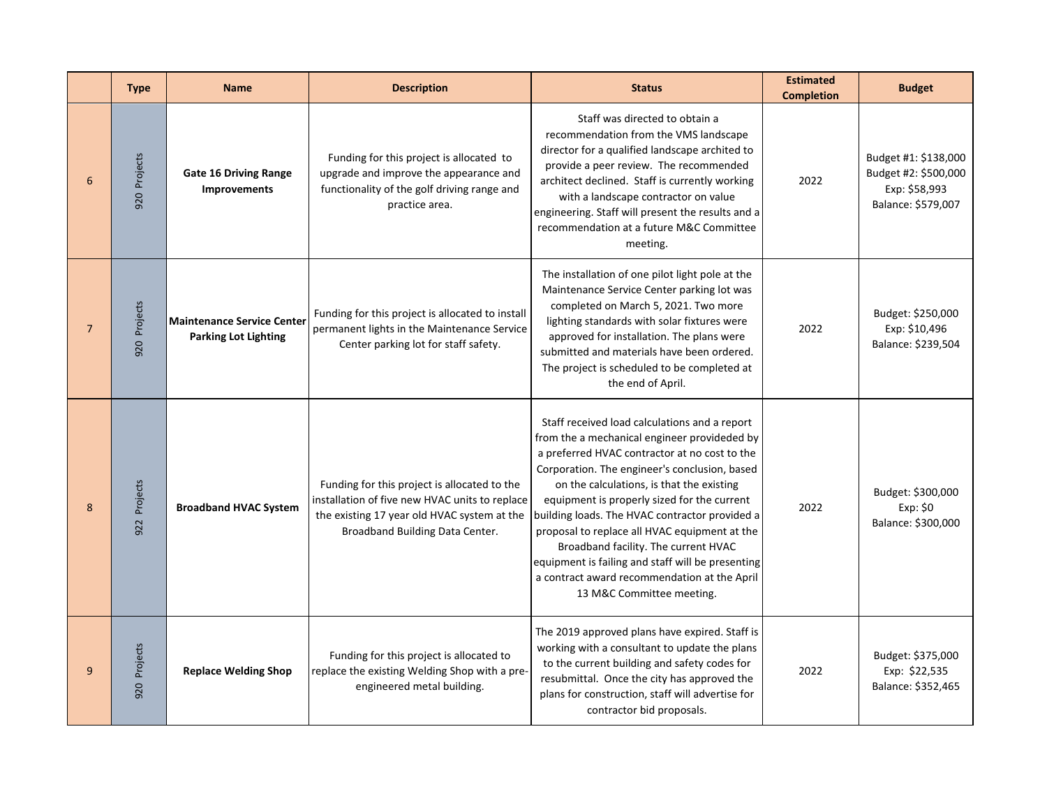| | Type | Name | Description | Status | Estimated Completion | Budget |
|---|---|---|---|---|---|---|
| 6 | 920 Projects | **Gate 16 Driving Range Improvements** | Funding for this project is allocated to upgrade and improve the appearance and functionality of the golf driving range and practice area. | Staff was directed to obtain a recommendation from the VMS landscape director for a qualified landscape archited to provide a peer review. The recommended architect declined. Staff is currently working with a landscape contractor on value engineering. Staff will present the results and a recommendation at a future M&C Committee meeting. | 2022 | Budget #1: $138,000<br>Budget #2: $500,000<br>Exp: $58,993<br>Balance: $579,007 |
| 7 | 920 Projects | **Maintenance Service Center Parking Lot Lighting** | Funding for this project is allocated to install permanent lights in the Maintenance Service Center parking lot for staff safety. | The installation of one pilot light pole at the Maintenance Service Center parking lot was completed on March 5, 2021. Two more lighting standards with solar fixtures were approved for installation. The plans were submitted and materials have been ordered. The project is scheduled to be completed at the end of April. | 2022 | Budget: $250,000<br>Exp: $10,496<br>Balance: $239,504 |
| 8 | 922 Projects | **Broadband HVAC System** | Funding for this project is allocated to the installation of five new HVAC units to replace the existing 17 year old HVAC system at the Broadband Building Data Center. | Staff received load calculations and a report from the mechanical engineer provideded by a preferred HVAC contractor at no cost to the Corporation. The engineer's conclusion, based on the calculations, is that the existing equipment is properly sized for the current building loads. The HVAC contractor provided a proposal to replace all HVAC equipment at the Broadband facility. The current HVAC equipment is failing and staff will be presenting a contract award recommendation at the April 13 M&C Committee meeting. | 2022 | Budget: $300,000<br>Exp: $0<br>Balance: $300,000 |
| 9 | 920 Projects | **Replace Welding Shop** | Funding for this project is allocated to replace the existing Welding Shop with a pre-engineered metal building. | The 2019 approved plans have expired. Staff is working with a consultant to update the plans to the current building and safety codes for resubmittal. Once the city has approved the plans for construction, staff will advertise for contractor bid proposals. | 2022 | Budget: $375,000<br>Exp: $22,535<br>Balance: $352,465 |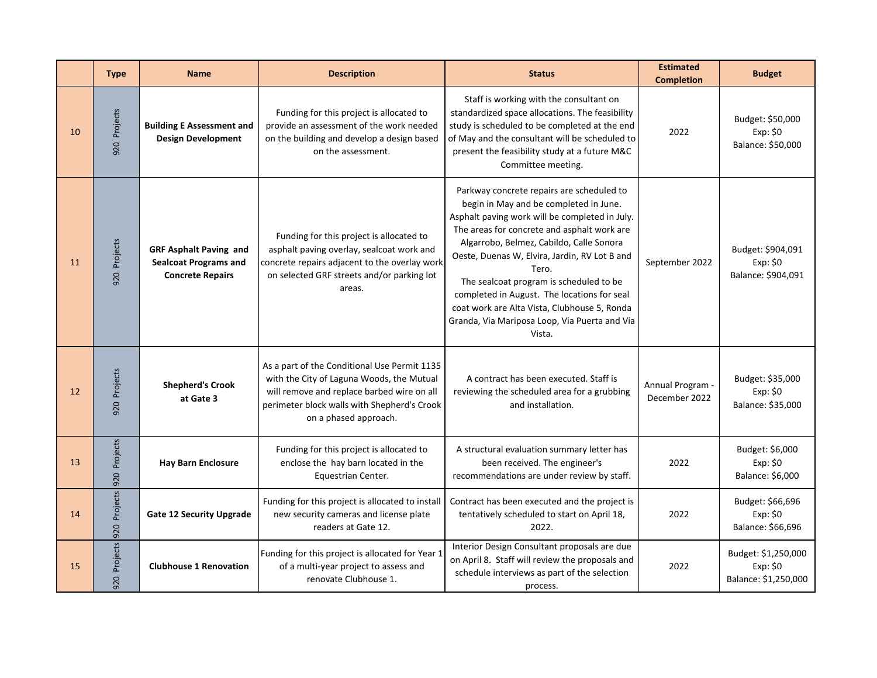| | Type | Name | Description | Status | Estimated Completion | Budget |
|---|---|---|---|---|---|---|
| 10 | 920 Projects | **Building E Assessment and Design Development** | Funding for this project is allocated to provide an assessment of the work needed on the building and develop a design based on the assessment. | Staff is working with the consultant on standardized space allocations. The feasibility study is scheduled to be completed at the end of May and the consultant will be scheduled to present the feasibility study at a future M&C Committee meeting. | 2022 | Budget: $50,000<br>Exp: $0<br>Balance: $50,000 |
| 11 | 920 Projects | **GRF Asphalt Paving and Sealcoat Programs and Concrete Repairs** | Funding for this project is allocated to asphalt paving overlay, sealcoat work and concrete repairs adjacent to the overlay work on selected GRF streets and/or parking lot areas. | Parkway concrete repairs are scheduled to begin in May and be completed in June. Asphalt paving work will be completed in July. The areas for concrete and asphalt work are Algarrobo, Belmez, Cabildo, Calle Sonora Oeste, Duenas W, Elvira, Jardin, RV Lot B and Tero.<br>The sealcoat program is scheduled to be completed in August. The locations for seal coat work are Alta Vista, Clubhouse 5, Ronda Granda, Via Mariposa Loop, Via Puerta and Via Vista. | September 2022 | Budget: $904,091<br>Exp: $0<br>Balance: $904,091 |
| 12 | 920 Projects | **Shepherd's Crook at Gate 3** | As a part of the Conditional Use Permit 1135 with the City of Laguna Woods, the Mutual will remove and replace barbed wire on all perimeter block walls with Shepherd's Crook on a phased approach. | A contract has been executed. Staff is reviewing the scheduled area for a grubbing and installation. | Annual Program - December 2022 | Budget: $35,000<br>Exp: $0<br>Balance: $35,000 |
| 13 | 920 Projects | **Hay Barn Enclosure** | Funding for this project is allocated to enclose the hay barn located in the Equestrian Center. | A structural evaluation summary letter has been received. The engineer's recommendations are under review by staff. | 2022 | Budget: $6,000<br>Exp: $0<br>Balance: $6,000 |
| 14 | 920 Projects | **Gate 12 Security Upgrade** | Funding for this project is allocated to install new security cameras and license plate readers at Gate 12. | Contract has been executed and the project is tentatively scheduled to start on April 18, 2022. | 2022 | Budget: $66,696<br>Exp: $0<br>Balance: $66,696 |
| 15 | 920 Projects | **Clubhouse 1 Renovation** | Funding for this project is allocated for Year 1 of a multi-year project to assess and renovate Clubhouse 1. | Interior Design Consultant proposals are due on April 8. Staff will review the proposals and schedule interviews as part of the selection process. | 2022 | Budget: $1,250,000<br>Exp: $0<br>Balance: $1,250,000 |